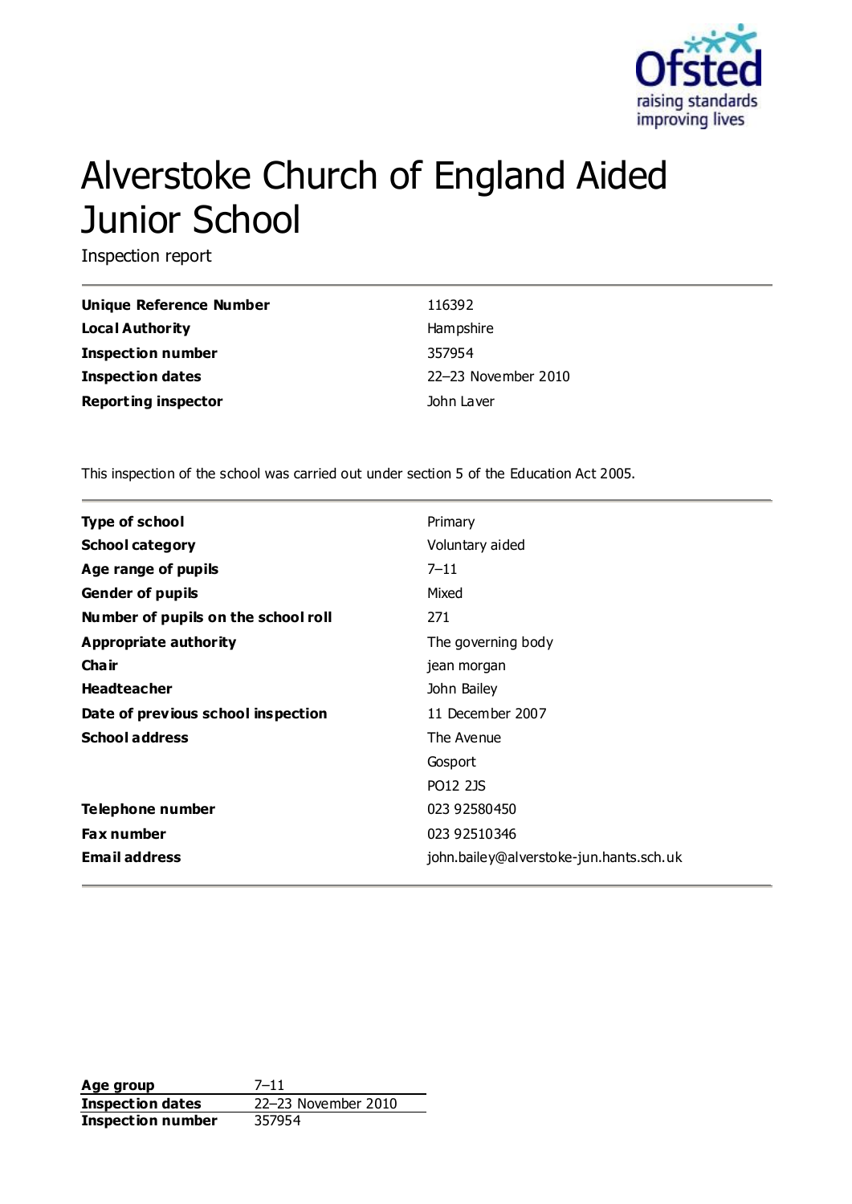# Alverstoke Church of England Aided Junior School

Inspection report

| | |
|---|---|
| **Unique Reference Number** | 116392 |
| **Local Authority** | Hampshire |
| **Inspection number** | 357954 |
| **Inspection dates** | 22–23 November 2010 |
| **Reporting inspector** | John Laver |

This inspection of the school was carried out under section 5 of the Education Act 2005.

| | |
|---|---|
| **Type of school** | Primary |
| **School category** | Voluntary aided |
| **Age range of pupils** | 7–11 |
| **Gender of pupils** | Mixed |
| **Number of pupils on the school roll** | 271 |
| **Appropriate authority** | The governing body |
| **Chair** | jean morgan |
| **Headteacher** | John Bailey |
| **Date of previous school inspection** | 11 December 2007 |
| **School address** | The Avenue |
| | Gosport |
| | PO12 2JS |
| **Telephone number** | 023 92580450 |
| **Fax number** | 023 92510346 |
| **Email address** | john.bailey@alverstoke-jun.hants.sch.uk |

| | |
|---|---|
| **Age group** | 7–11 |
| **Inspection dates** | 22–23 November 2010 |
| **Inspection number** | 357954 |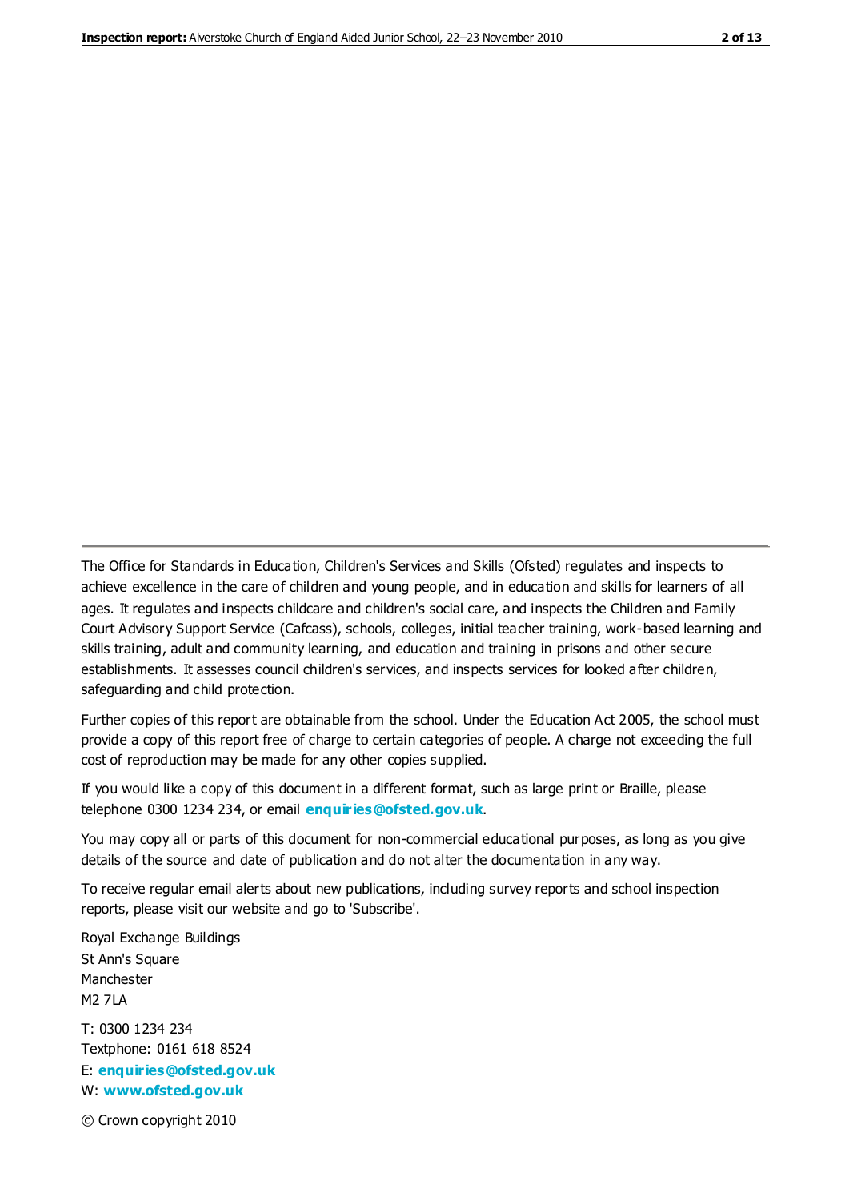The Office for Standards in Education, Children's Services and Skills (Ofsted) regulates and inspects to achieve excellence in the care of children and young people, and in education and skills for learners of all ages. It regulates and inspects childcare and children's social care, and inspects the Children and Family Court Advisory Support Service (Cafcass), schools, colleges, initial teacher training, work-based learning and skills training, adult and community learning, and education and training in prisons and other secure establishments. It assesses council children's services, and inspects services for looked after children, safeguarding and child protection.

Further copies of this report are obtainable from the school. Under the Education Act 2005, the school must provide a copy of this report free of charge to certain categories of people. A charge not exceeding the full cost of reproduction may be made for any other copies supplied.

If you would like a copy of this document in a different format, such as large print or Braille, please telephone 0300 1234 234, or email **enquiries@ofsted.gov.uk**.

You may copy all or parts of this document for non-commercial educational purposes, as long as you give details of the source and date of publication and do not alter the documentation in any way.

To receive regular email alerts about new publications, including survey reports and school inspection reports, please visit our website and go to 'Subscribe'.

Royal Exchange Buildings
St Ann's Square
Manchester
M2 7LA

T: 0300 1234 234
Textphone: 0161 618 8524
E: **enquiries@ofsted.gov.uk**
W: **www.ofsted.gov.uk**

© Crown copyright 2010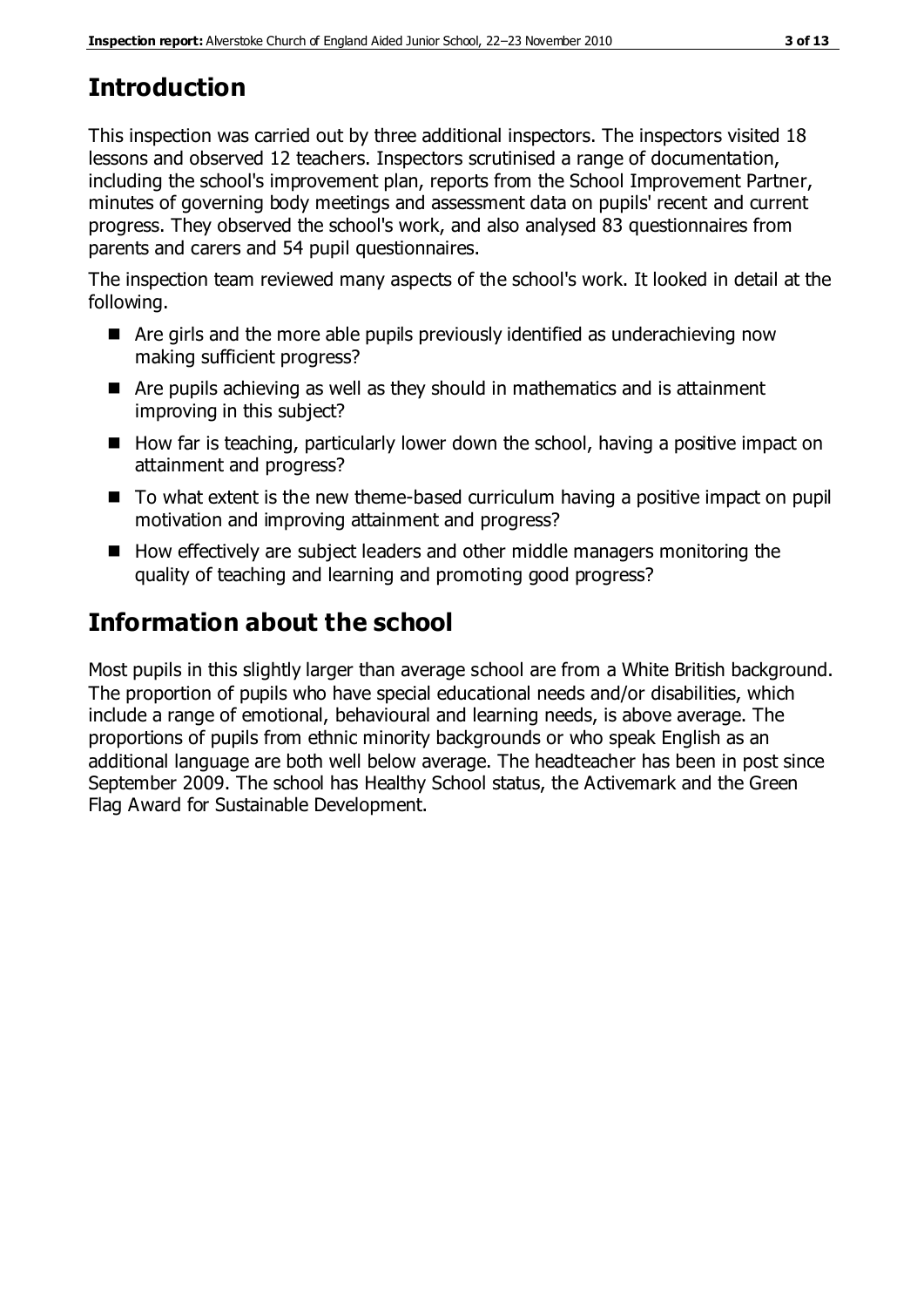# Introduction

This inspection was carried out by three additional inspectors. The inspectors visited 18 lessons and observed 12 teachers. Inspectors scrutinised a range of documentation, including the school's improvement plan, reports from the School Improvement Partner, minutes of governing body meetings and assessment data on pupils' recent and current progress. They observed the school's work, and also analysed 83 questionnaires from parents and carers and 54 pupil questionnaires.

The inspection team reviewed many aspects of the school's work. It looked in detail at the following.

- Are girls and the more able pupils previously identified as underachieving now making sufficient progress?
- Are pupils achieving as well as they should in mathematics and is attainment improving in this subject?
- How far is teaching, particularly lower down the school, having a positive impact on attainment and progress?
- To what extent is the new theme-based curriculum having a positive impact on pupil motivation and improving attainment and progress?
- How effectively are subject leaders and other middle managers monitoring the quality of teaching and learning and promoting good progress?

# Information about the school

Most pupils in this slightly larger than average school are from a White British background. The proportion of pupils who have special educational needs and/or disabilities, which include a range of emotional, behavioural and learning needs, is above average. The proportions of pupils from ethnic minority backgrounds or who speak English as an additional language are both well below average. The headteacher has been in post since September 2009. The school has Healthy School status, the Activemark and the Green Flag Award for Sustainable Development.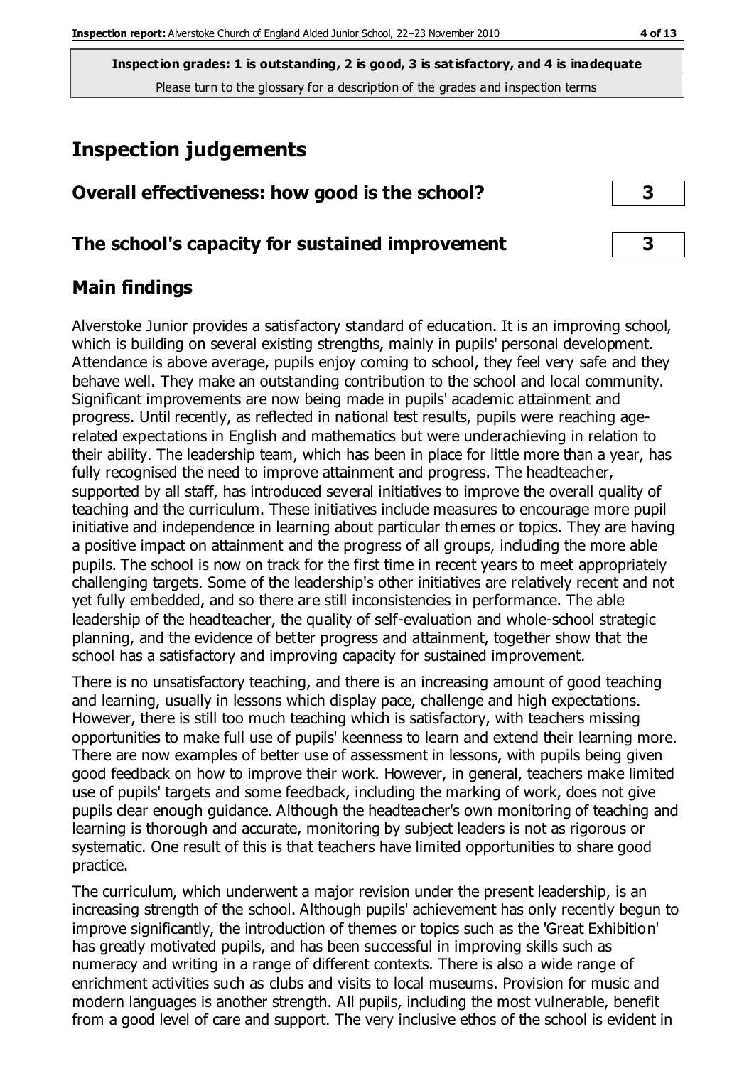**Inspection grades: 1 is outstanding, 2 is good, 3 is satisfactory, and 4 is inadequate**

Please turn to the glossary for a description of the grades and inspection terms

# Inspection judgements

## Overall effectiveness: how good is the school? 3

## The school's capacity for sustained improvement 3

## Main findings

Alverstoke Junior provides a satisfactory standard of education. It is an improving school, which is building on several existing strengths, mainly in pupils' personal development. Attendance is above average, pupils enjoy coming to school, they feel very safe and they behave well. They make an outstanding contribution to the school and local community. Significant improvements are now being made in pupils' academic attainment and progress. Until recently, as reflected in national test results, pupils were reaching age-related expectations in English and mathematics but were underachieving in relation to their ability. The leadership team, which has been in place for little more than a year, has fully recognised the need to improve attainment and progress. The headteacher, supported by all staff, has introduced several initiatives to improve the overall quality of teaching and the curriculum. These initiatives include measures to encourage more pupil initiative and independence in learning about particular themes or topics. They are having a positive impact on attainment and the progress of all groups, including the more able pupils. The school is now on track for the first time in recent years to meet appropriately challenging targets. Some of the leadership's other initiatives are relatively recent and not yet fully embedded, and so there are still inconsistencies in performance. The able leadership of the headteacher, the quality of self-evaluation and whole-school strategic planning, and the evidence of better progress and attainment, together show that the school has a satisfactory and improving capacity for sustained improvement.

There is no unsatisfactory teaching, and there is an increasing amount of good teaching and learning, usually in lessons which display pace, challenge and high expectations. However, there is still too much teaching which is satisfactory, with teachers missing opportunities to make full use of pupils' keenness to learn and extend their learning more. There are now examples of better use of assessment in lessons, with pupils being given good feedback on how to improve their work. However, in general, teachers make limited use of pupils' targets and some feedback, including the marking of work, does not give pupils clear enough guidance. Although the headteacher's own monitoring of teaching and learning is thorough and accurate, monitoring by subject leaders is not as rigorous or systematic. One result of this is that teachers have limited opportunities to share good practice.

The curriculum, which underwent a major revision under the present leadership, is an increasing strength of the school. Although pupils' achievement has only recently begun to improve significantly, the introduction of themes or topics such as the 'Great Exhibition' has greatly motivated pupils, and has been successful in improving skills such as numeracy and writing in a range of different contexts. There is also a wide range of enrichment activities such as clubs and visits to local museums. Provision for music and modern languages is another strength. All pupils, including the most vulnerable, benefit from a good level of care and support. The very inclusive ethos of the school is evident in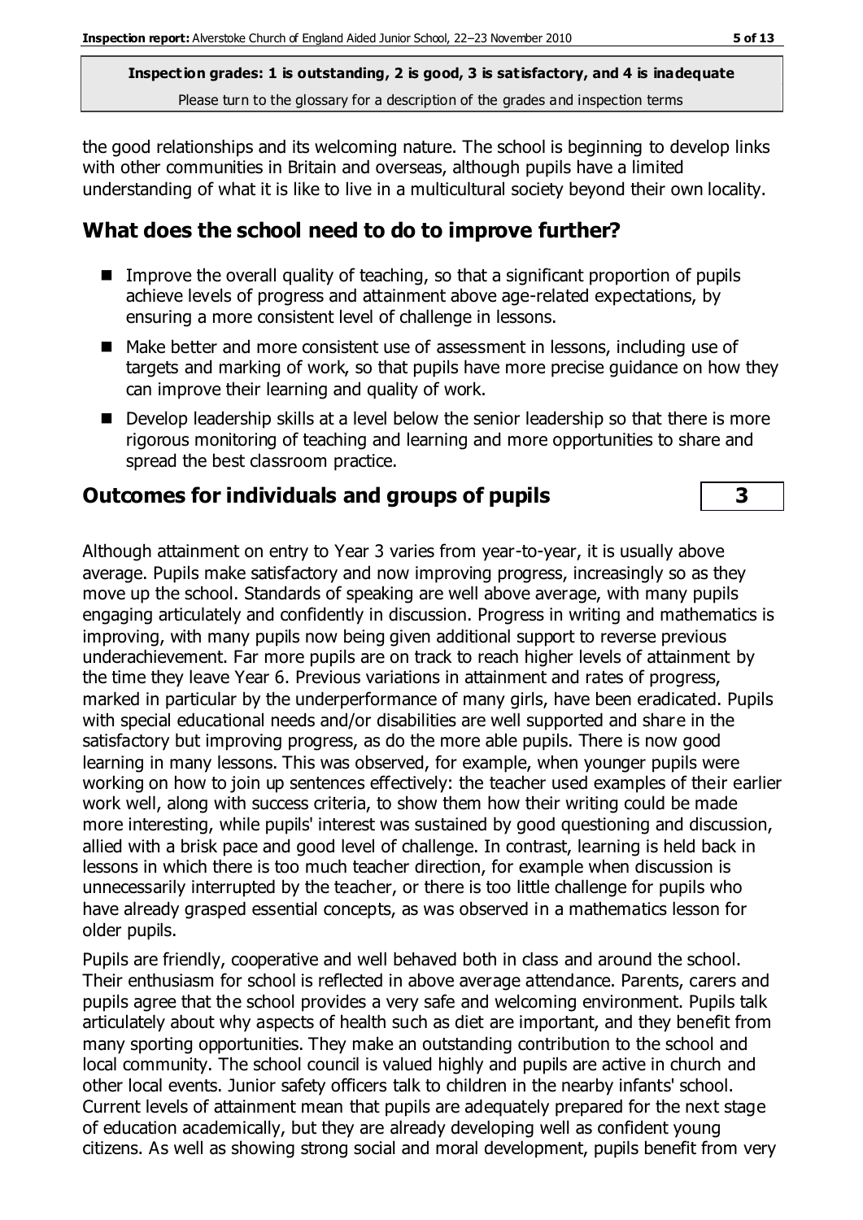the good relationships and its welcoming nature. The school is beginning to develop links with other communities in Britain and overseas, although pupils have a limited understanding of what it is like to live in a multicultural society beyond their own locality.

## What does the school need to do to improve further?

- Improve the overall quality of teaching, so that a significant proportion of pupils achieve levels of progress and attainment above age-related expectations, by ensuring a more consistent level of challenge in lessons.
- Make better and more consistent use of assessment in lessons, including use of targets and marking of work, so that pupils have more precise guidance on how they can improve their learning and quality of work.
- Develop leadership skills at a level below the senior leadership so that there is more rigorous monitoring of teaching and learning and more opportunities to share and spread the best classroom practice.

## Outcomes for individuals and groups of pupils

**3**

Although attainment on entry to Year 3 varies from year-to-year, it is usually above average. Pupils make satisfactory and now improving progress, increasingly so as they move up the school. Standards of speaking are well above average, with many pupils engaging articulately and confidently in discussion. Progress in writing and mathematics is improving, with many pupils now being given additional support to reverse previous underachievement. Far more pupils are on track to reach higher levels of attainment by the time they leave Year 6. Previous variations in attainment and rates of progress, marked in particular by the underperformance of many girls, have been eradicated. Pupils with special educational needs and/or disabilities are well supported and share in the satisfactory but improving progress, as do the more able pupils. There is now good learning in many lessons. This was observed, for example, when younger pupils were working on how to join up sentences effectively: the teacher used examples of their earlier work well, along with success criteria, to show them how their writing could be made more interesting, while pupils' interest was sustained by good questioning and discussion, allied with a brisk pace and good level of challenge. In contrast, learning is held back in lessons in which there is too much teacher direction, for example when discussion is unnecessarily interrupted by the teacher, or there is too little challenge for pupils who have already grasped essential concepts, as was observed in a mathematics lesson for older pupils.

Pupils are friendly, cooperative and well behaved both in class and around the school. Their enthusiasm for school is reflected in above average attendance. Parents, carers and pupils agree that the school provides a very safe and welcoming environment. Pupils talk articulately about why aspects of health such as diet are important, and they benefit from many sporting opportunities. They make an outstanding contribution to the school and local community. The school council is valued highly and pupils are active in church and other local events. Junior safety officers talk to children in the nearby infants' school. Current levels of attainment mean that pupils are adequately prepared for the next stage of education academically, but they are already developing well as confident young citizens. As well as showing strong social and moral development, pupils benefit from very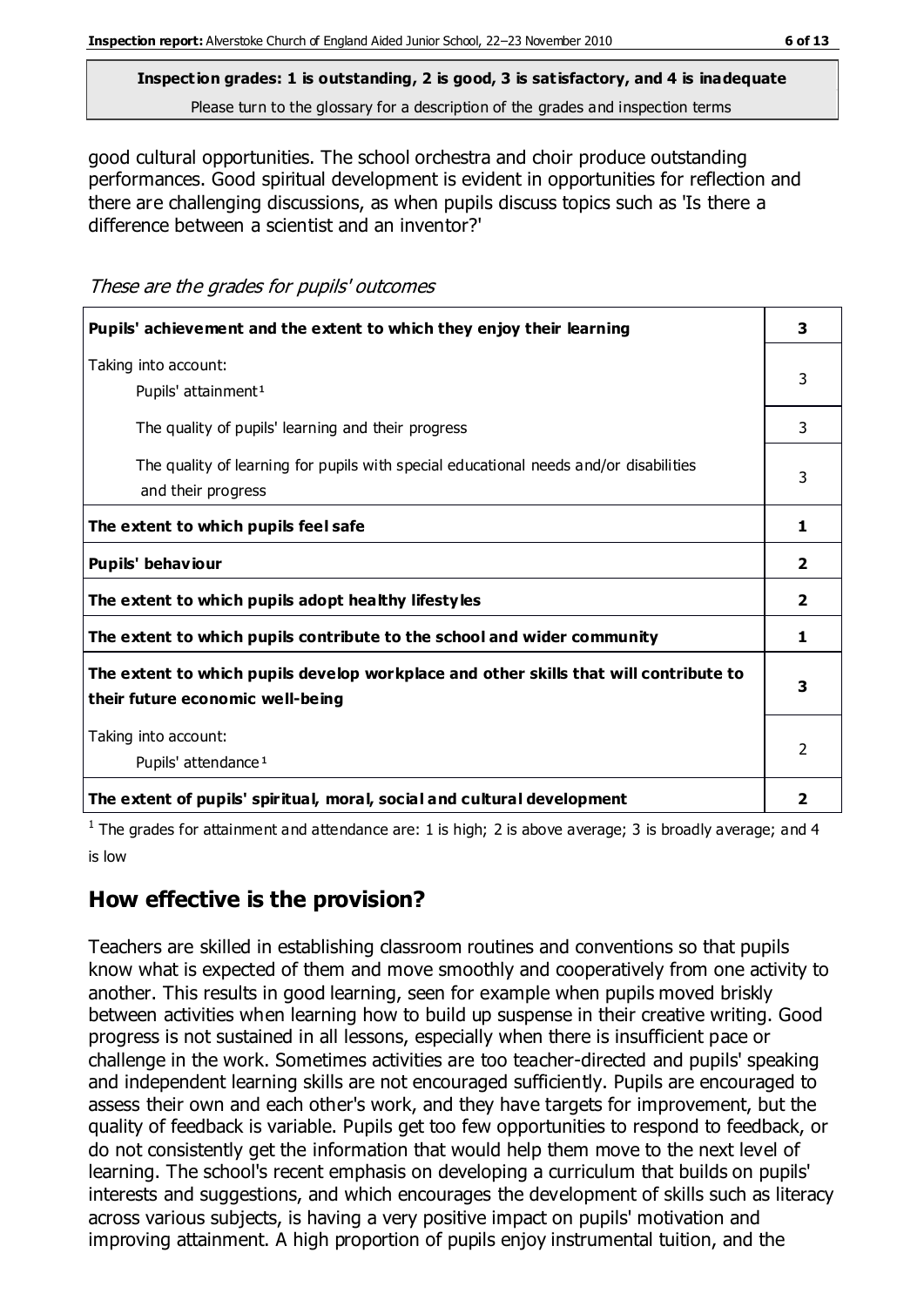**Inspection grades: 1 is outstanding, 2 is good, 3 is satisfactory, and 4 is inadequate**
Please turn to the glossary for a description of the grades and inspection terms

good cultural opportunities. The school orchestra and choir produce outstanding performances. Good spiritual development is evident in opportunities for reflection and there are challenging discussions, as when pupils discuss topics such as 'Is there a difference between a scientist and an inventor?'

*These are the grades for pupils' outcomes*

| | |
|---|---|
| **Pupils' achievement and the extent to which they enjoy their learning** | **3** |
| Taking into account: Pupils' attainment[1] | 3 |
| The quality of pupils' learning and their progress | 3 |
| The quality of learning for pupils with special educational needs and/or disabilities and their progress | 3 |
| **The extent to which pupils feel safe** | **1** |
| **Pupils' behaviour** | **2** |
| **The extent to which pupils adopt healthy lifestyles** | **2** |
| **The extent to which pupils contribute to the school and wider community** | **1** |
| **The extent to which pupils develop workplace and other skills that will contribute to their future economic well-being** | **3** |
| Taking into account: Pupils' attendance[1] | 2 |
| **The extent of pupils' spiritual, moral, social and cultural development** | **2** |

[1] The grades for attainment and attendance are: 1 is high; 2 is above average; 3 is broadly average; and 4 is low

## How effective is the provision?

Teachers are skilled in establishing classroom routines and conventions so that pupils know what is expected of them and move smoothly and cooperatively from one activity to another. This results in good learning, seen for example when pupils moved briskly between activities when learning how to build up suspense in their creative writing. Good progress is not sustained in all lessons, especially when there is insufficient pace or challenge in the work. Sometimes activities are too teacher-directed and pupils' speaking and independent learning skills are not encouraged sufficiently. Pupils are encouraged to assess their own and each other's work, and they have targets for improvement, but the quality of feedback is variable. Pupils get too few opportunities to respond to feedback, or do not consistently get the information that would help them move to the next level of learning. The school's recent emphasis on developing a curriculum that builds on pupils' interests and suggestions, and which encourages the development of skills such as literacy across various subjects, is having a very positive impact on pupils' motivation and improving attainment. A high proportion of pupils enjoy instrumental tuition, and the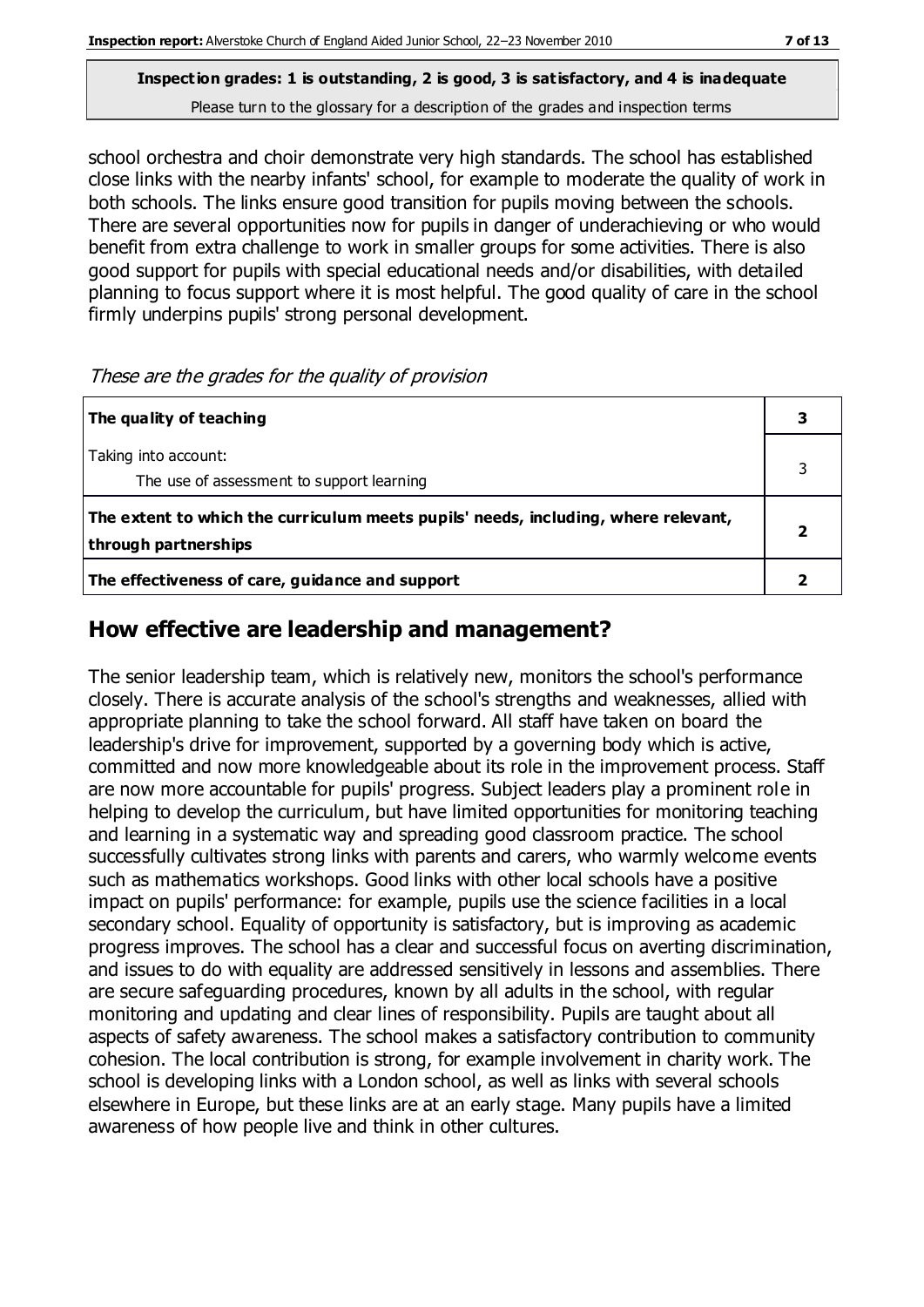school orchestra and choir demonstrate very high standards. The school has established close links with the nearby infants' school, for example to moderate the quality of work in both schools. The links ensure good transition for pupils moving between the schools. There are several opportunities now for pupils in danger of underachieving or who would benefit from extra challenge to work in smaller groups for some activities. There is also good support for pupils with special educational needs and/or disabilities, with detailed planning to focus support where it is most helpful. The good quality of care in the school firmly underpins pupils' strong personal development.

*These are the grades for the quality of provision*

| | |
|---|---|
| **The quality of teaching** | **3** |
| Taking into account:<br>The use of assessment to support learning | 3 |
| **The extent to which the curriculum meets pupils' needs, including, where relevant, through partnerships** | **2** |
| **The effectiveness of care, guidance and support** | **2** |

## How effective are leadership and management?

The senior leadership team, which is relatively new, monitors the school's performance closely. There is accurate analysis of the school's strengths and weaknesses, allied with appropriate planning to take the school forward. All staff have taken on board the leadership's drive for improvement, supported by a governing body which is active, committed and now more knowledgeable about its role in the improvement process. Staff are now more accountable for pupils' progress. Subject leaders play a prominent role in helping to develop the curriculum, but have limited opportunities for monitoring teaching and learning in a systematic way and spreading good classroom practice. The school successfully cultivates strong links with parents and carers, who warmly welcome events such as mathematics workshops. Good links with other local schools have a positive impact on pupils' performance: for example, pupils use the science facilities in a local secondary school. Equality of opportunity is satisfactory, but is improving as academic progress improves. The school has a clear and successful focus on averting discrimination, and issues to do with equality are addressed sensitively in lessons and assemblies. There are secure safeguarding procedures, known by all adults in the school, with regular monitoring and updating and clear lines of responsibility. Pupils are taught about all aspects of safety awareness. The school makes a satisfactory contribution to community cohesion. The local contribution is strong, for example involvement in charity work. The school is developing links with a London school, as well as links with several schools elsewhere in Europe, but these links are at an early stage. Many pupils have a limited awareness of how people live and think in other cultures.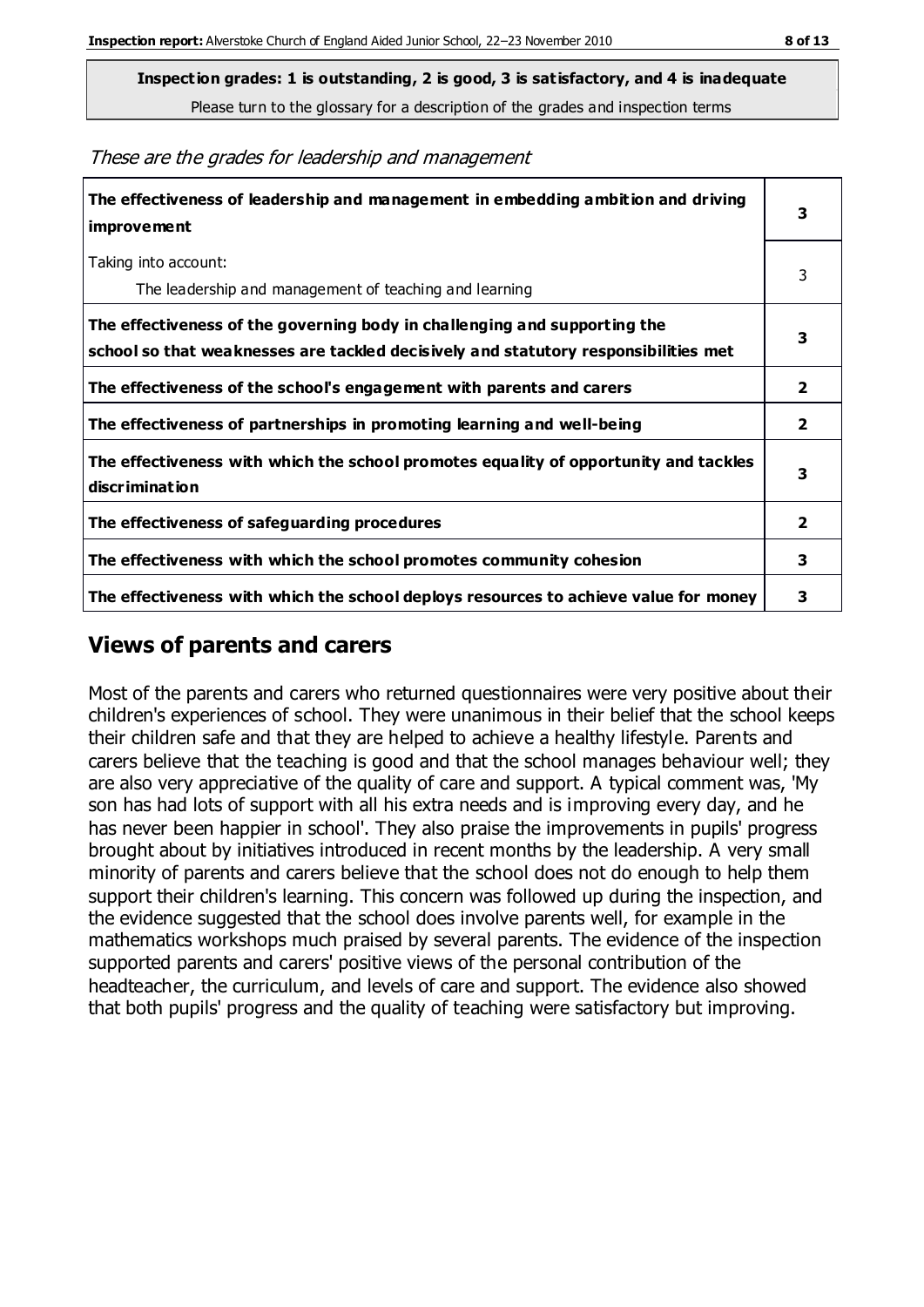**Inspection grades: 1 is outstanding, 2 is good, 3 is satisfactory, and 4 is inadequate**

Please turn to the glossary for a description of the grades and inspection terms

*These are the grades for leadership and management*

| | |
|---|---|
| **The effectiveness of leadership and management in embedding ambition and driving improvement** | **3** |
| Taking into account:<br>The leadership and management of teaching and learning | 3 |
| **The effectiveness of the governing body in challenging and supporting the school so that weaknesses are tackled decisively and statutory responsibilities met** | **3** |
| **The effectiveness of the school's engagement with parents and carers** | **2** |
| **The effectiveness of partnerships in promoting learning and well-being** | **2** |
| **The effectiveness with which the school promotes equality of opportunity and tackles discrimination** | **3** |
| **The effectiveness of safeguarding procedures** | **2** |
| **The effectiveness with which the school promotes community cohesion** | **3** |
| **The effectiveness with which the school deploys resources to achieve value for money** | **3** |

## Views of parents and carers

Most of the parents and carers who returned questionnaires were very positive about their children's experiences of school. They were unanimous in their belief that the school keeps their children safe and that they are helped to achieve a healthy lifestyle. Parents and carers believe that the teaching is good and that the school manages behaviour well; they are also very appreciative of the quality of care and support. A typical comment was, 'My son has had lots of support with all his extra needs and is improving every day, and he has never been happier in school'. They also praise the improvements in pupils' progress brought about by initiatives introduced in recent months by the leadership. A very small minority of parents and carers believe that the school does not do enough to help them support their children's learning. This concern was followed up during the inspection, and the evidence suggested that the school does involve parents well, for example in the mathematics workshops much praised by several parents. The evidence of the inspection supported parents and carers' positive views of the personal contribution of the headteacher, the curriculum, and levels of care and support. The evidence also showed that both pupils' progress and the quality of teaching were satisfactory but improving.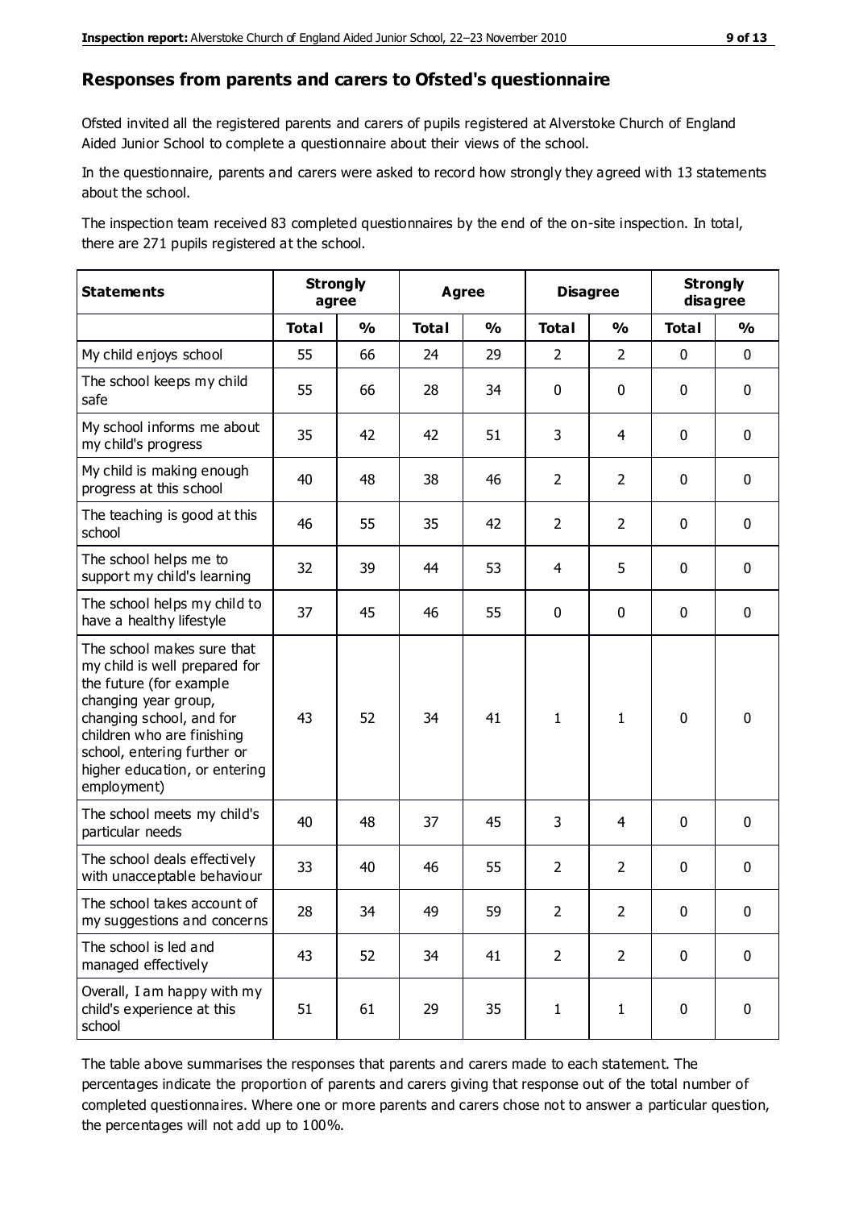## Responses from parents and carers to Ofsted's questionnaire

Ofsted invited all the registered parents and carers of pupils registered at Alverstoke Church of England Aided Junior School to complete a questionnaire about their views of the school.

In the questionnaire, parents and carers were asked to record how strongly they agreed with 13 statements about the school.

The inspection team received 83 completed questionnaires by the end of the on-site inspection. In total, there are 271 pupils registered at the school.

| Statements | Strongly agree | | Agree | | Disagree | | Strongly disagree | |
|---|---|---|---|---|---|---|---|---|
| | Total | % | Total | % | Total | % | Total | % |
| My child enjoys school | 55 | 66 | 24 | 29 | 2 | 2 | 0 | 0 |
| The school keeps my child safe | 55 | 66 | 28 | 34 | 0 | 0 | 0 | 0 |
| My school informs me about my child's progress | 35 | 42 | 42 | 51 | 3 | 4 | 0 | 0 |
| My child is making enough progress at this school | 40 | 48 | 38 | 46 | 2 | 2 | 0 | 0 |
| The teaching is good at this school | 46 | 55 | 35 | 42 | 2 | 2 | 0 | 0 |
| The school helps me to support my child's learning | 32 | 39 | 44 | 53 | 4 | 5 | 0 | 0 |
| The school helps my child to have a healthy lifestyle | 37 | 45 | 46 | 55 | 0 | 0 | 0 | 0 |
| The school makes sure that my child is well prepared for the future (for example changing year group, changing school, and for children who are finishing school, entering further or higher education, or entering employment) | 43 | 52 | 34 | 41 | 1 | 1 | 0 | 0 |
| The school meets my child's particular needs | 40 | 48 | 37 | 45 | 3 | 4 | 0 | 0 |
| The school deals effectively with unacceptable behaviour | 33 | 40 | 46 | 55 | 2 | 2 | 0 | 0 |
| The school takes account of my suggestions and concerns | 28 | 34 | 49 | 59 | 2 | 2 | 0 | 0 |
| The school is led and managed effectively | 43 | 52 | 34 | 41 | 2 | 2 | 0 | 0 |
| Overall, I am happy with my child's experience at this school | 51 | 61 | 29 | 35 | 1 | 1 | 0 | 0 |

The table above summarises the responses that parents and carers made to each statement. The percentages indicate the proportion of parents and carers giving that response out of the total number of completed questionnaires. Where one or more parents and carers chose not to answer a particular question, the percentages will not add up to 100%.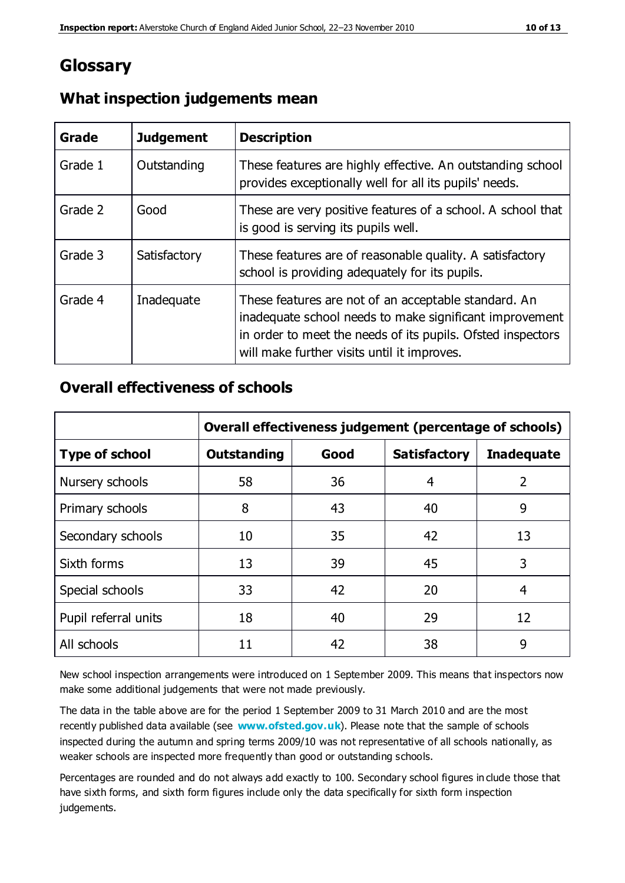# Glossary

## What inspection judgements mean

| Grade | Judgement | Description |
|---|---|---|
| Grade 1 | Outstanding | These features are highly effective. An outstanding school provides exceptionally well for all its pupils' needs. |
| Grade 2 | Good | These are very positive features of a school. A school that is good is serving its pupils well. |
| Grade 3 | Satisfactory | These features are of reasonable quality. A satisfactory school is providing adequately for its pupils. |
| Grade 4 | Inadequate | These features are not of an acceptable standard. An inadequate school needs to make significant improvement in order to meet the needs of its pupils. Ofsted inspectors will make further visits until it improves. |

## Overall effectiveness of schools

| | **Overall effectiveness judgement (percentage of schools)** | | | |
|---|---|---|---|---|
| **Type of school** | **Outstanding** | **Good** | **Satisfactory** | **Inadequate** |
| Nursery schools | 58 | 36 | 4 | 2 |
| Primary schools | 8 | 43 | 40 | 9 |
| Secondary schools | 10 | 35 | 42 | 13 |
| Sixth forms | 13 | 39 | 45 | 3 |
| Special schools | 33 | 42 | 20 | 4 |
| Pupil referral units | 18 | 40 | 29 | 12 |
| All schools | 11 | 42 | 38 | 9 |

New school inspection arrangements were introduced on 1 September 2009. This means that inspectors now make some additional judgements that were not made previously.

The data in the table above are for the period 1 September 2009 to 31 March 2010 and are the most recently published data available (see **www.ofsted.gov.uk**). Please note that the sample of schools inspected during the autumn and spring terms 2009/10 was not representative of all schools nationally, as weaker schools are inspected more frequently than good or outstanding schools.

Percentages are rounded and do not always add exactly to 100. Secondary school figures include those that have sixth forms, and sixth form figures include only the data specifically for sixth form inspection judgements.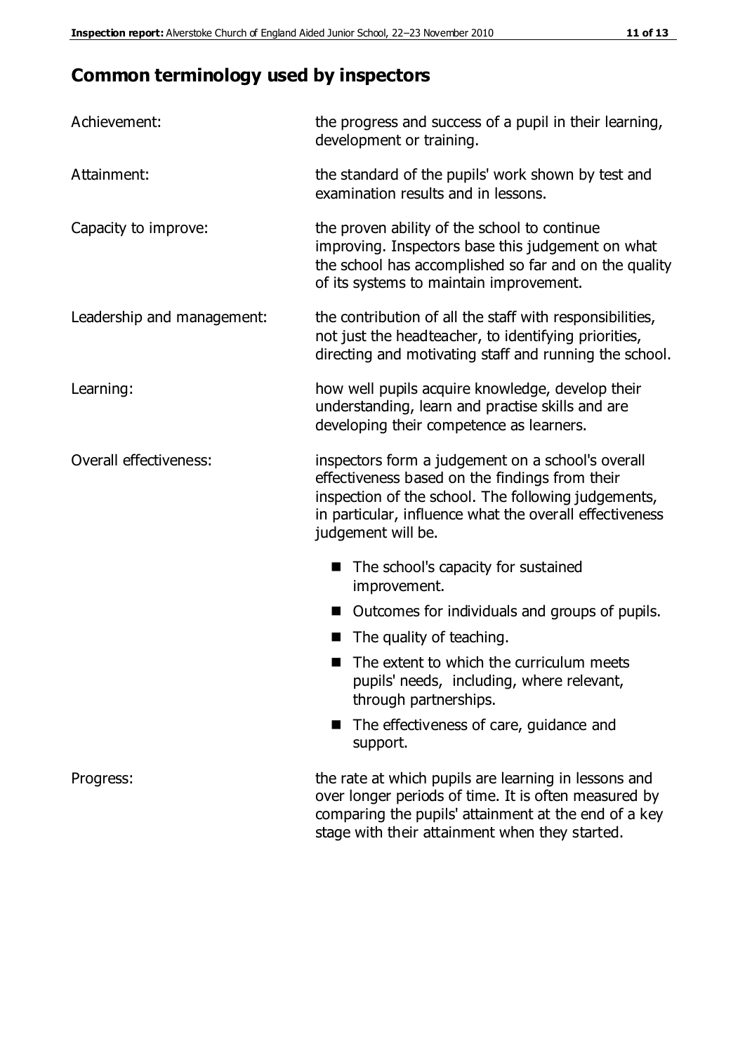## Common terminology used by inspectors

| | |
|---|---|
| Achievement: | the progress and success of a pupil in their learning, development or training. |
| Attainment: | the standard of the pupils' work shown by test and examination results and in lessons. |
| Capacity to improve: | the proven ability of the school to continue improving. Inspectors base this judgement on what the school has accomplished so far and on the quality of its systems to maintain improvement. |
| Leadership and management: | the contribution of all the staff with responsibilities, not just the headteacher, to identifying priorities, directing and motivating staff and running the school. |
| Learning: | how well pupils acquire knowledge, develop their understanding, learn and practise skills and are developing their competence as learners. |
| Overall effectiveness: | inspectors form a judgement on a school's overall effectiveness based on the findings from their inspection of the school. The following judgements, in particular, influence what the overall effectiveness judgement will be. |

- The school's capacity for sustained improvement.
- Outcomes for individuals and groups of pupils.
- The quality of teaching.
- The extent to which the curriculum meets pupils' needs, including, where relevant, through partnerships.
- The effectiveness of care, guidance and support.

| | |
|---|---|
| Progress: | the rate at which pupils are learning in lessons and over longer periods of time. It is often measured by comparing the pupils' attainment at the end of a key stage with their attainment when they started. |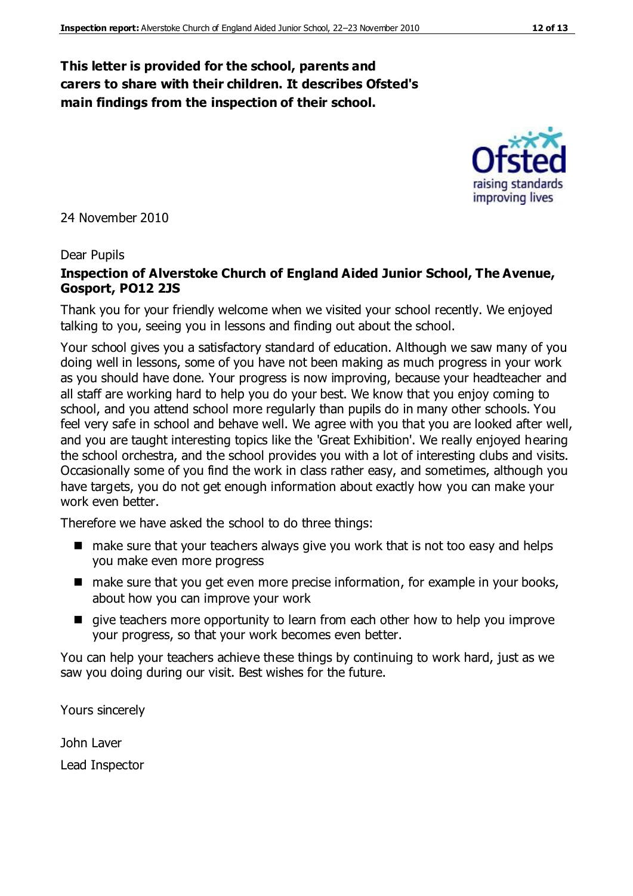**This letter is provided for the school, parents and carers to share with their children. It describes Ofsted's main findings from the inspection of their school.**

24 November 2010

Dear Pupils

**Inspection of Alverstoke Church of England Aided Junior School, The Avenue, Gosport, PO12 2JS**

Thank you for your friendly welcome when we visited your school recently. We enjoyed talking to you, seeing you in lessons and finding out about the school.

Your school gives you a satisfactory standard of education. Although we saw many of you doing well in lessons, some of you have not been making as much progress in your work as you should have done. Your progress is now improving, because your headteacher and all staff are working hard to help you do your best. We know that you enjoy coming to school, and you attend school more regularly than pupils do in many other schools. You feel very safe in school and behave well. We agree with you that you are looked after well, and you are taught interesting topics like the 'Great Exhibition'. We really enjoyed hearing the school orchestra, and the school provides you with a lot of interesting clubs and visits. Occasionally some of you find the work in class rather easy, and sometimes, although you have targets, you do not get enough information about exactly how you can make your work even better.

Therefore we have asked the school to do three things:

- make sure that your teachers always give you work that is not too easy and helps you make even more progress
- make sure that you get even more precise information, for example in your books, about how you can improve your work
- give teachers more opportunity to learn from each other how to help you improve your progress, so that your work becomes even better.

You can help your teachers achieve these things by continuing to work hard, just as we saw you doing during our visit. Best wishes for the future.

Yours sincerely

John Laver

Lead Inspector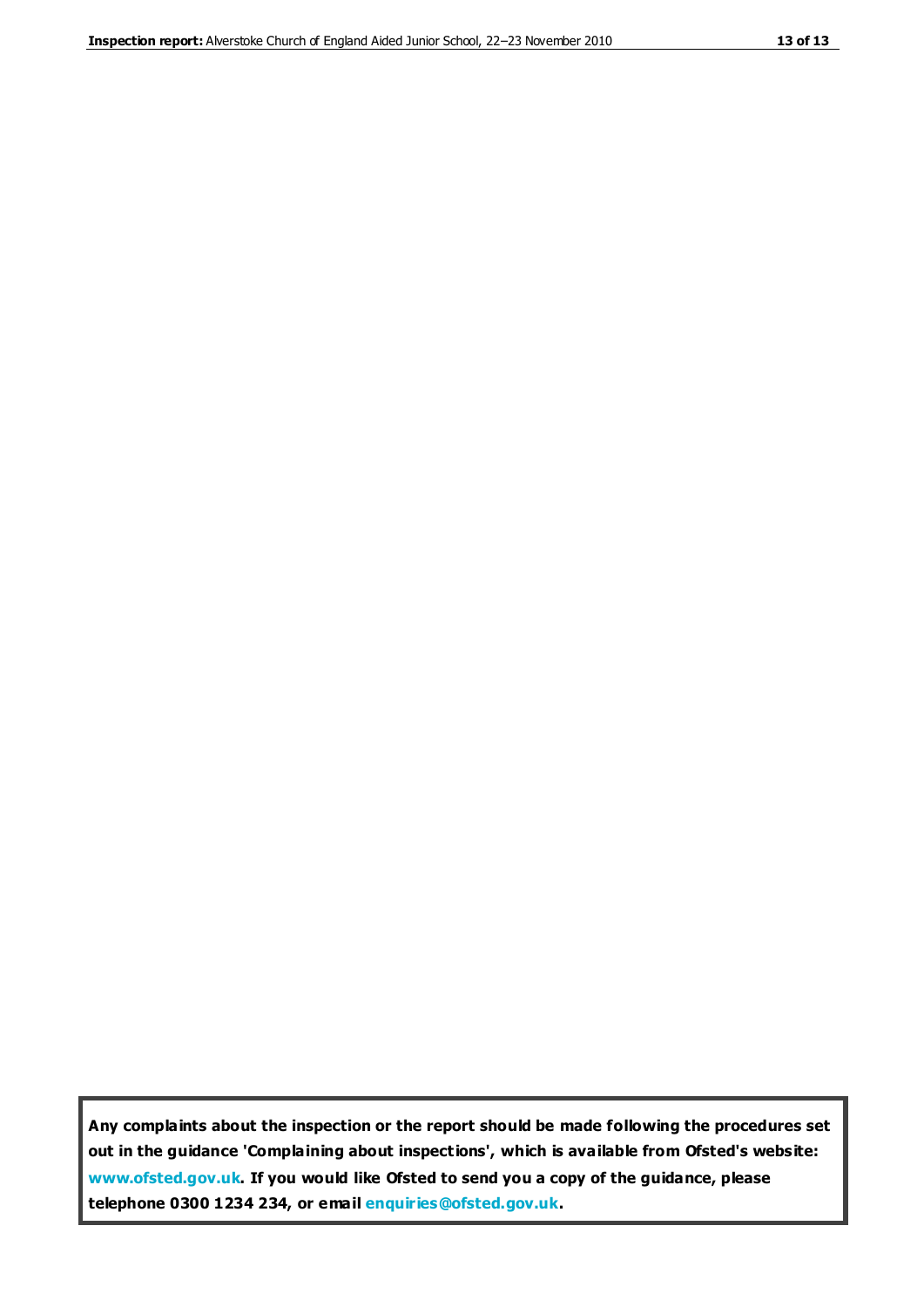**Any complaints about the inspection or the report should be made following the procedures set out in the guidance 'Complaining about inspections', which is available from Ofsted's website: www.ofsted.gov.uk. If you would like Ofsted to send you a copy of the guidance, please telephone 0300 1234 234, or email enquiries@ofsted.gov.uk.**